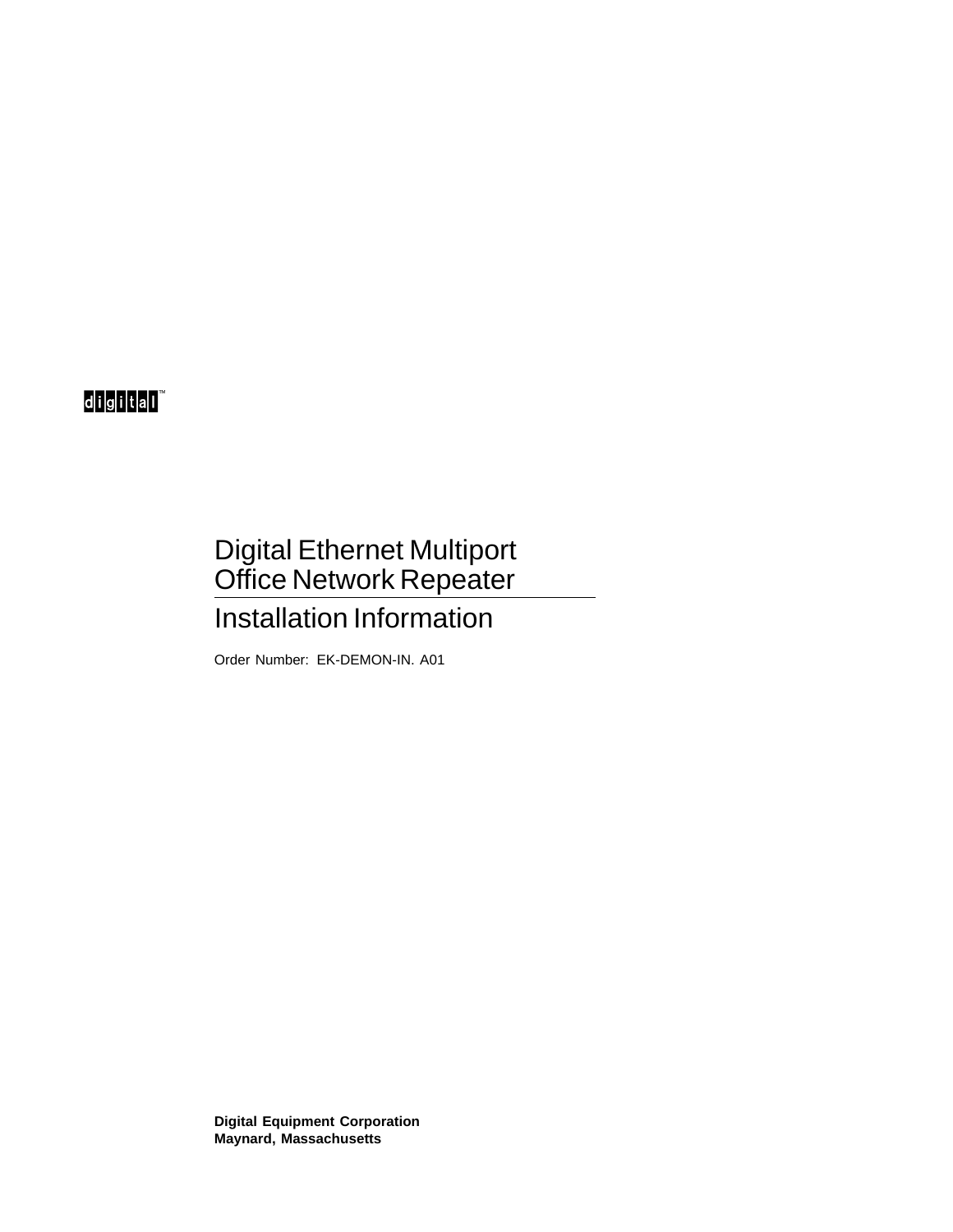digital™

# Digital Ethernet Multiport Office Network Repeater

## Installation Information

Order Number: EK-DEMON-IN. A01

**Digital Equipment Corporation**
**Maynard, Massachusetts**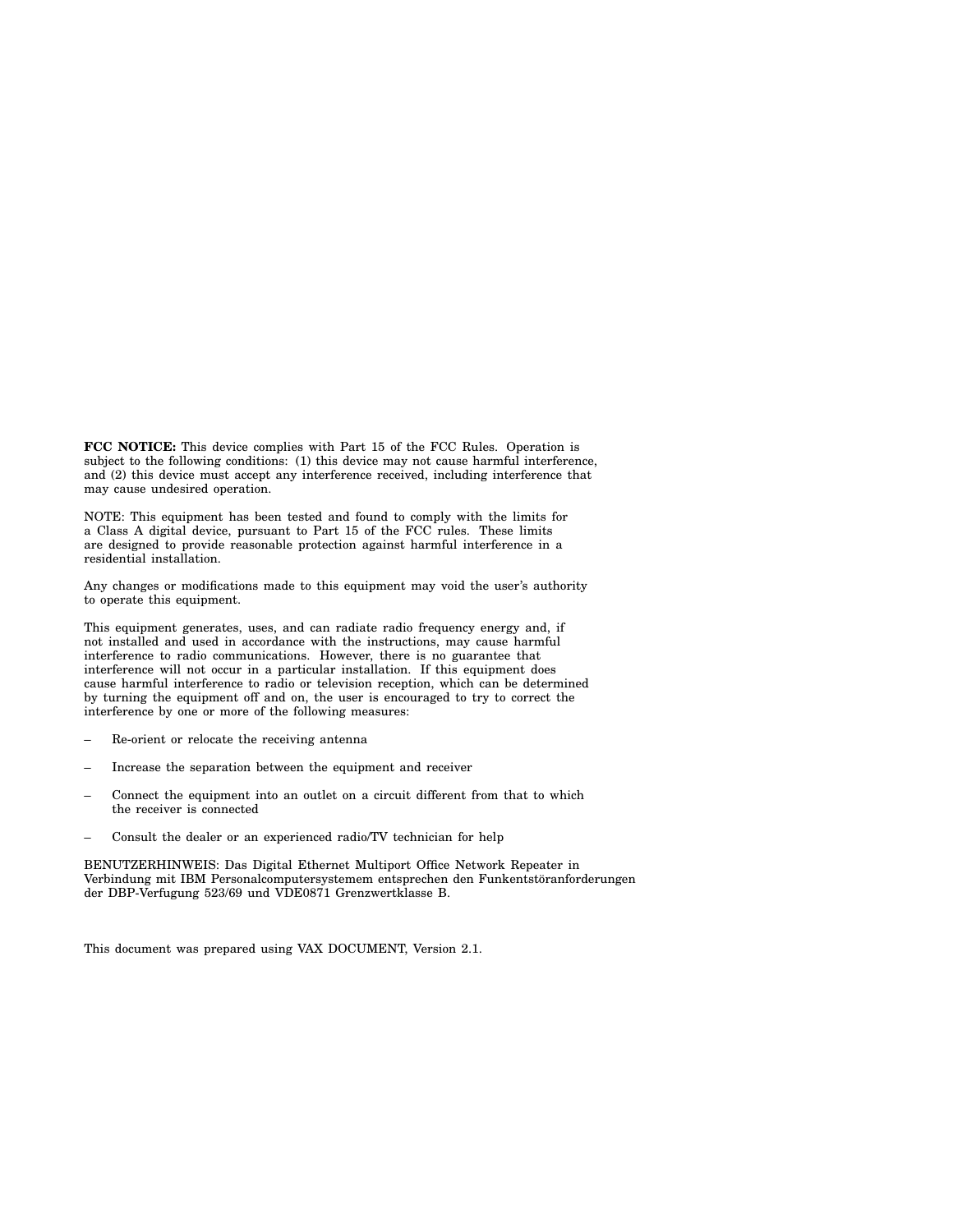**FCC NOTICE:** This device complies with Part 15 of the FCC Rules. Operation is subject to the following conditions: (1) this device may not cause harmful interference, and (2) this device must accept any interference received, including interference that may cause undesired operation.

NOTE: This equipment has been tested and found to comply with the limits for a Class A digital device, pursuant to Part 15 of the FCC rules. These limits are designed to provide reasonable protection against harmful interference in a residential installation.

Any changes or modifications made to this equipment may void the user's authority to operate this equipment.

This equipment generates, uses, and can radiate radio frequency energy and, if not installed and used in accordance with the instructions, may cause harmful interference to radio communications. However, there is no guarantee that interference will not occur in a particular installation. If this equipment does cause harmful interference to radio or television reception, which can be determined by turning the equipment off and on, the user is encouraged to try to correct the interference by one or more of the following measures:

- Re-orient or relocate the receiving antenna
- Increase the separation between the equipment and receiver
- Connect the equipment into an outlet on a circuit different from that to which the receiver is connected
- Consult the dealer or an experienced radio/TV technician for help

BENUTZERHINWEIS: Das Digital Ethernet Multiport Office Network Repeater in Verbindung mit IBM Personalcomputersystemem entsprechen den Funkentstöranforderungen der DBP-Verfugung 523/69 und VDE0871 Grenzwertklasse B.

This document was prepared using VAX DOCUMENT, Version 2.1.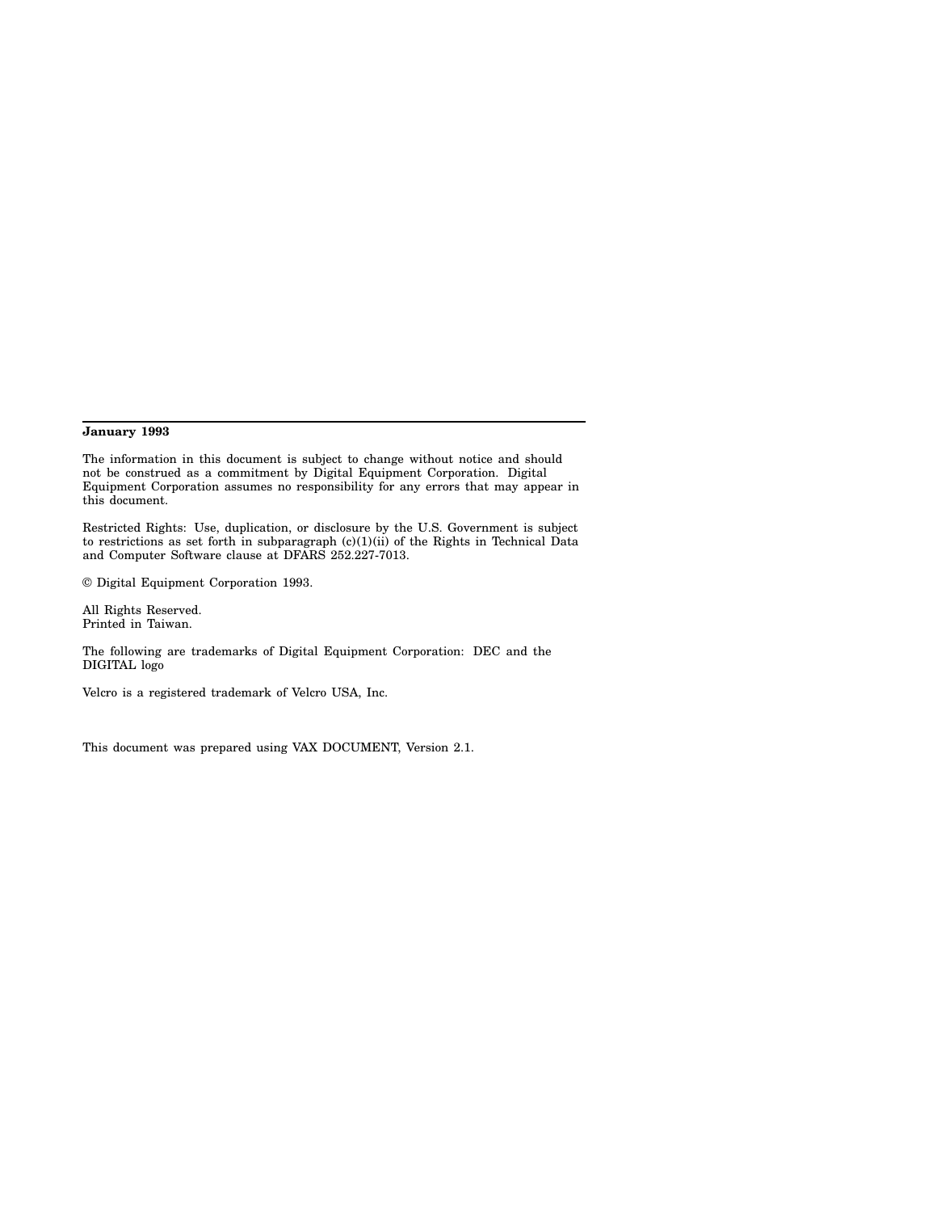**January 1993**

The information in this document is subject to change without notice and should not be construed as a commitment by Digital Equipment Corporation. Digital Equipment Corporation assumes no responsibility for any errors that may appear in this document.

Restricted Rights: Use, duplication, or disclosure by the U.S. Government is subject to restrictions as set forth in subparagraph (c)(1)(ii) of the Rights in Technical Data and Computer Software clause at DFARS 252.227-7013.

© Digital Equipment Corporation 1993.

All Rights Reserved.
Printed in Taiwan.

The following are trademarks of Digital Equipment Corporation: DEC and the DIGITAL logo

Velcro is a registered trademark of Velcro USA, Inc.

This document was prepared using VAX DOCUMENT, Version 2.1.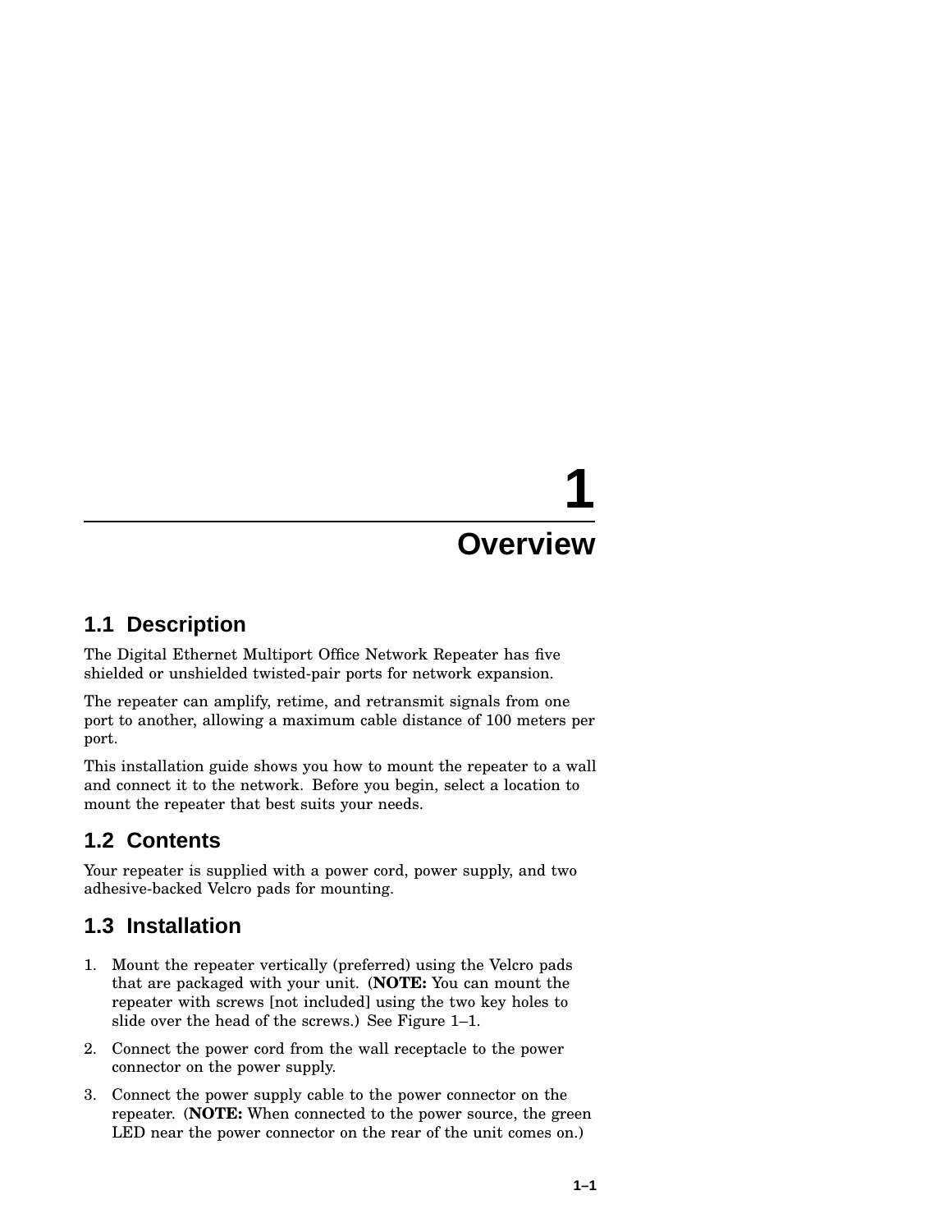# 1 Overview

## 1.1 Description

The Digital Ethernet Multiport Office Network Repeater has five shielded or unshielded twisted-pair ports for network expansion.

The repeater can amplify, retime, and retransmit signals from one port to another, allowing a maximum cable distance of 100 meters per port.

This installation guide shows you how to mount the repeater to a wall and connect it to the network. Before you begin, select a location to mount the repeater that best suits your needs.

## 1.2 Contents

Your repeater is supplied with a power cord, power supply, and two adhesive-backed Velcro pads for mounting.

## 1.3 Installation

1. Mount the repeater vertically (preferred) using the Velcro pads that are packaged with your unit. (**NOTE:** You can mount the repeater with screws [not included] using the two key holes to slide over the head of the screws.) See Figure 1–1.
2. Connect the power cord from the wall receptacle to the power connector on the power supply.
3. Connect the power supply cable to the power connector on the repeater. (**NOTE:** When connected to the power source, the green LED near the power connector on the rear of the unit comes on.)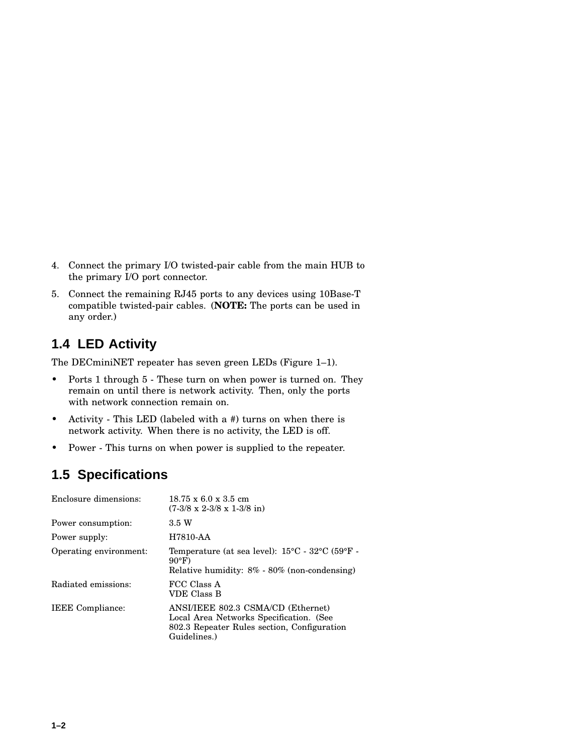4. Connect the primary I/O twisted-pair cable from the main HUB to the primary I/O port connector.
5. Connect the remaining RJ45 ports to any devices using 10Base-T compatible twisted-pair cables. (**NOTE:** The ports can be used in any order.)

## 1.4 LED Activity

The DECminiNET repeater has seven green LEDs (Figure 1–1).

- Ports 1 through 5 - These turn on when power is turned on. They remain on until there is network activity. Then, only the ports with network connection remain on.
- Activity - This LED (labeled with a #) turns on when there is network activity. When there is no activity, the LED is off.
- Power - This turns on when power is supplied to the repeater.

## 1.5 Specifications

| | |
|---|---|
| Enclosure dimensions: | 18.75 x 6.0 x 3.5 cm (7-3/8 x 2-3/8 x 1-3/8 in) |
| Power consumption: | 3.5 W |
| Power supply: | H7810-AA |
| Operating environment: | Temperature (at sea level): 15°C - 32°C (59°F - 90°F) Relative humidity: 8% - 80% (non-condensing) |
| Radiated emissions: | FCC Class A VDE Class B |
| IEEE Compliance: | ANSI/IEEE 802.3 CSMA/CD (Ethernet) Local Area Networks Specification. (See 802.3 Repeater Rules section, Configuration Guidelines.) |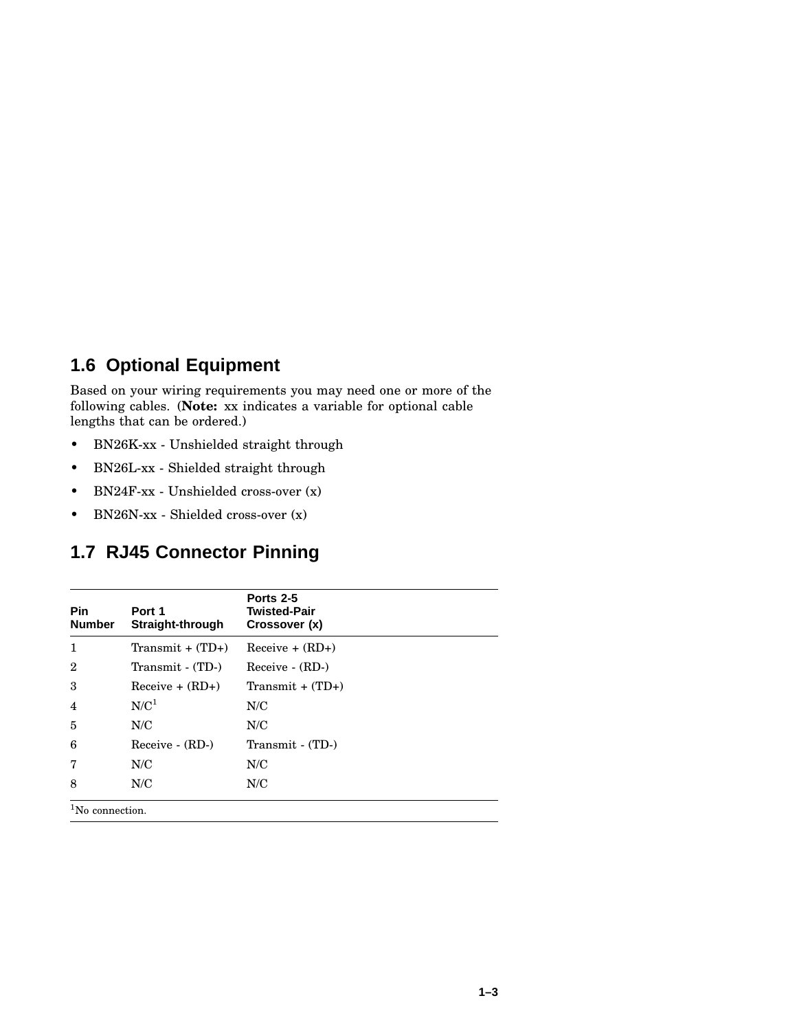## 1.6 Optional Equipment

Based on your wiring requirements you may need one or more of the following cables. (**Note:** xx indicates a variable for optional cable lengths that can be ordered.)

- BN26K-xx - Unshielded straight through
- BN26L-xx - Shielded straight through
- BN24F-xx - Unshielded cross-over (x)
- BN26N-xx - Shielded cross-over (x)

## 1.7 RJ45 Connector Pinning

| Pin Number | Port 1 Straight-through | Ports 2-5 Twisted-Pair Crossover (x) |
|---|---|---|
| 1 | Transmit + (TD+) | Receive + (RD+) |
| 2 | Transmit - (TD-) | Receive - (RD-) |
| 3 | Receive + (RD+) | Transmit + (TD+) |
| 4 | N/C[1] | N/C |
| 5 | N/C | N/C |
| 6 | Receive - (RD-) | Transmit - (TD-) |
| 7 | N/C | N/C |
| 8 | N/C | N/C |

[1]No connection.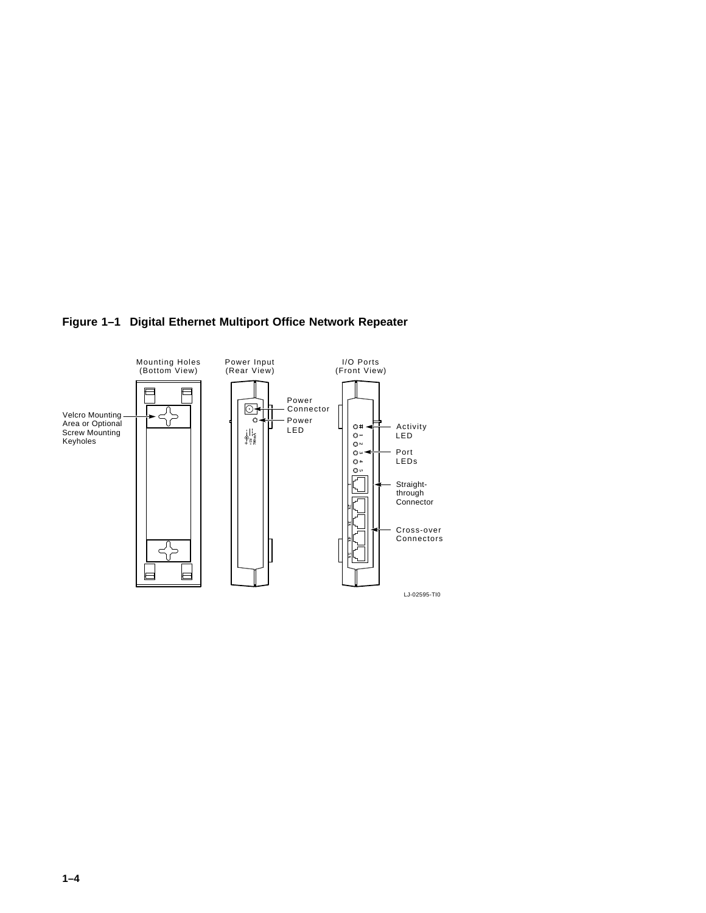**Figure 1–1 Digital Ethernet Multiport Office Network Repeater**

Mounting Holes (Bottom View)

Power Input (Rear View)

I/O Ports (Front View)

Velcro Mounting Area or Optional Screw Mounting Keyholes

Power Connector

Power LED

Activity LED

Port LEDs

Straight-through Connector

Cross-over Connectors

LJ-02595-TI0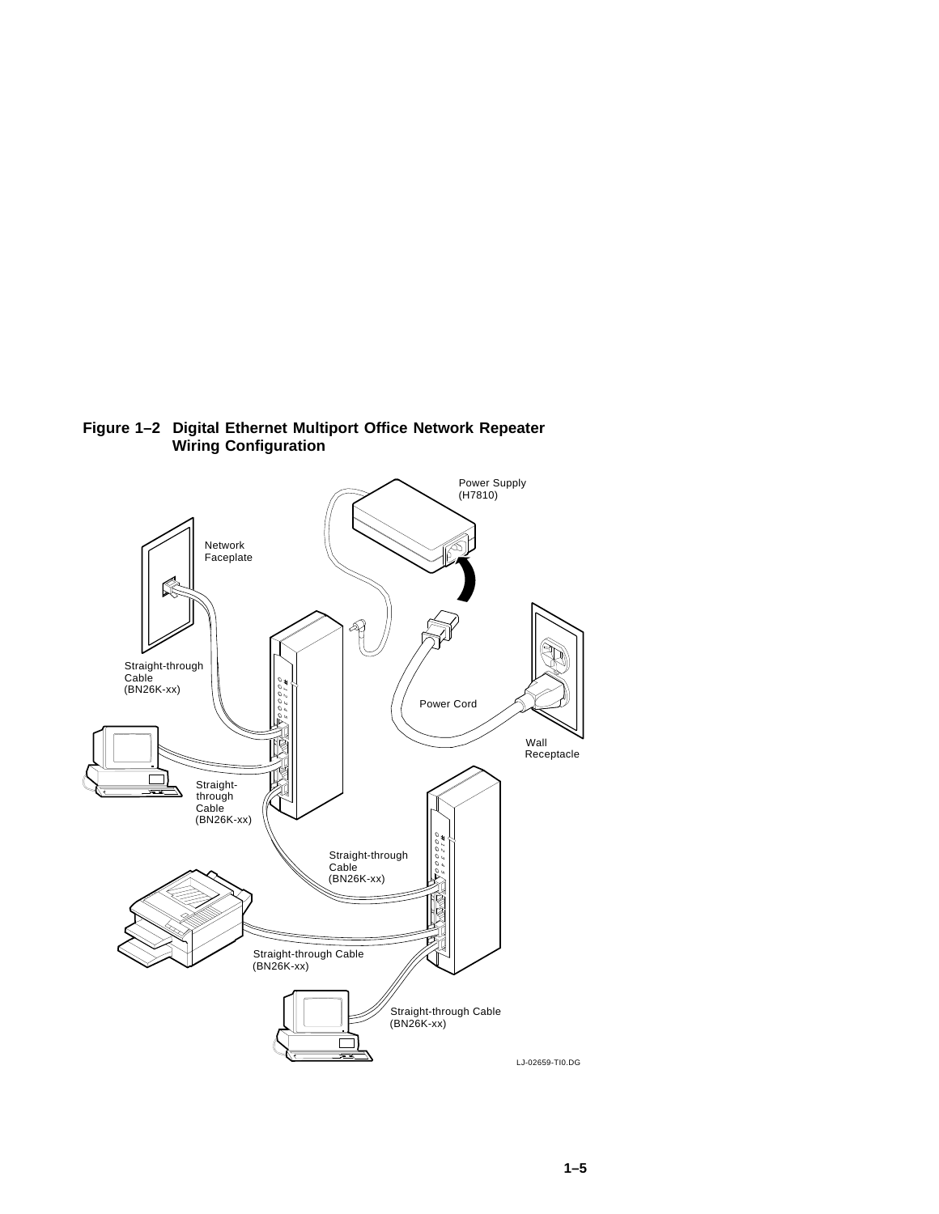**Figure 1–2 Digital Ethernet Multiport Office Network Repeater Wiring Configuration**

Power Supply
(H7810)

Network
Faceplate

Straight-through
Cable
(BN26K-xx)

Power Cord

Wall
Receptacle

Straight-
through
Cable
(BN26K-xx)

Straight-through
Cable
(BN26K-xx)

Straight-through Cable
(BN26K-xx)

Straight-through Cable
(BN26K-xx)

LJ-02659-TI0.DG